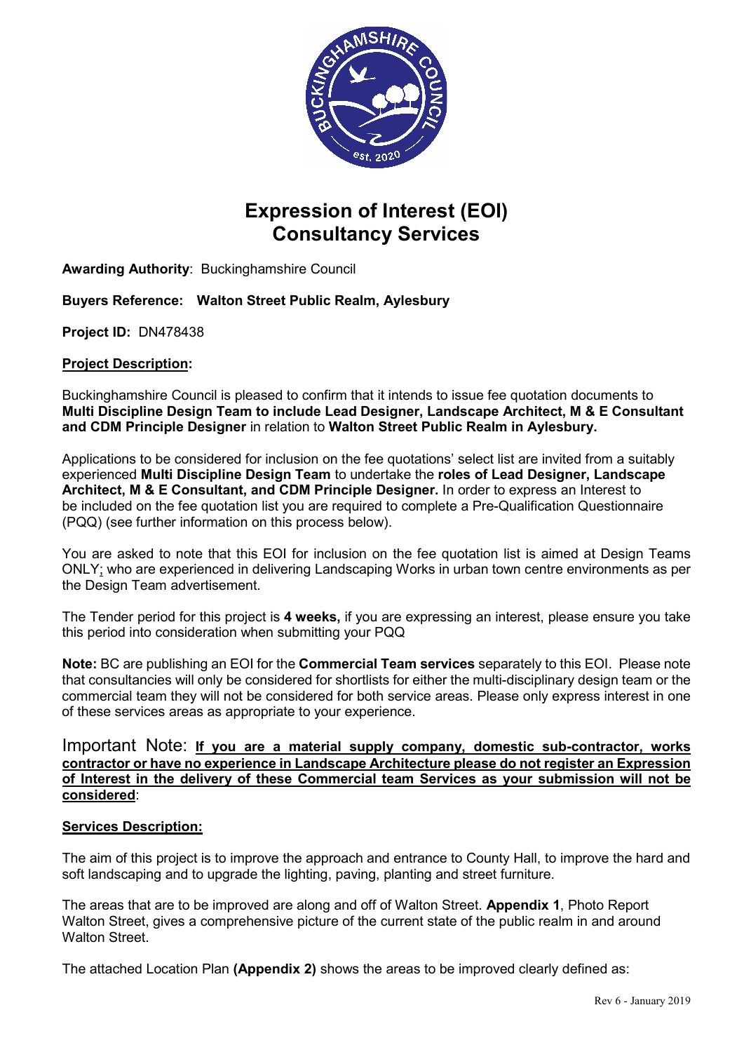# Expression of Interest (EOI)
# Consultancy Services

**Awarding Authority**: Buckinghamshire Council

**Buyers Reference: Walton Street Public Realm, Aylesbury**

**Project ID:** DN478438

**Project Description:**

Buckinghamshire Council is pleased to confirm that it intends to issue fee quotation documents to **Multi Discipline Design Team to include Lead Designer, Landscape Architect, M & E Consultant and CDM Principle Designer** in relation to **Walton Street Public Realm in Aylesbury.**

Applications to be considered for inclusion on the fee quotations' select list are invited from a suitably experienced **Multi Discipline Design Team** to undertake the **roles of Lead Designer, Landscape Architect, M & E Consultant, and CDM Principle Designer.** In order to express an Interest to be included on the fee quotation list you are required to complete a Pre-Qualification Questionnaire (PQQ) (see further information on this process below).

You are asked to note that this EOI for inclusion on the fee quotation list is aimed at Design Teams ONLY; who are experienced in delivering Landscaping Works in urban town centre environments as per the Design Team advertisement.

The Tender period for this project is **4 weeks,** if you are expressing an interest, please ensure you take this period into consideration when submitting your PQQ

**Note:** BC are publishing an EOI for the **Commercial Team services** separately to this EOI. Please note that consultancies will only be considered for shortlists for either the multi-disciplinary design team or the commercial team they will not be considered for both service areas. Please only express interest in one of these services areas as appropriate to your experience.

Important Note: **If you are a material supply company, domestic sub-contractor, works contractor or have no experience in Landscape Architecture please do not register an Expression of Interest in the delivery of these Commercial team Services as your submission will not be considered**:

**Services Description:**

The aim of this project is to improve the approach and entrance to County Hall, to improve the hard and soft landscaping and to upgrade the lighting, paving, planting and street furniture.

The areas that are to be improved are along and off of Walton Street. **Appendix 1**, Photo Report Walton Street, gives a comprehensive picture of the current state of the public realm in and around Walton Street.

The attached Location Plan **(Appendix 2)** shows the areas to be improved clearly defined as: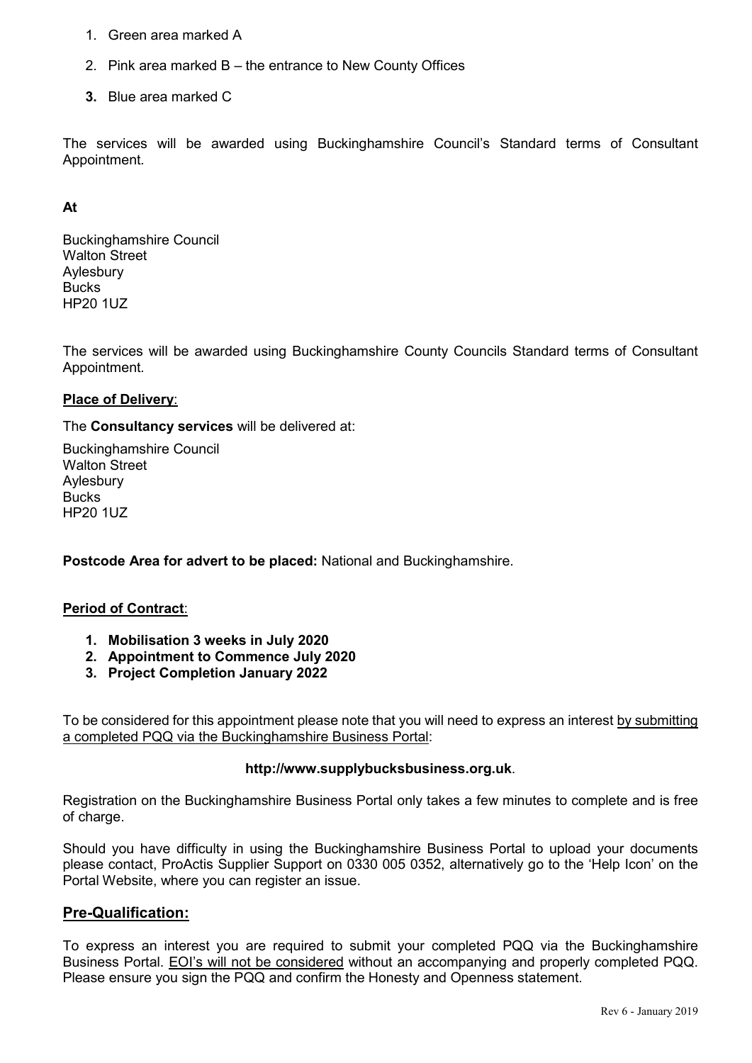1. Green area marked A
2. Pink area marked B – the entrance to New County Offices
3. **Blue area marked C**

The services will be awarded using Buckinghamshire Council's Standard terms of Consultant Appointment.

**At**

Buckinghamshire Council
Walton Street
Aylesbury
Bucks
HP20 1UZ

The services will be awarded using Buckinghamshire County Councils Standard terms of Consultant Appointment.

**Place of Delivery**:

The **Consultancy services** will be delivered at:

Buckinghamshire Council
Walton Street
Aylesbury
Bucks
HP20 1UZ

**Postcode Area for advert to be placed:** National and Buckinghamshire.

**Period of Contract**:

1. **Mobilisation 3 weeks in July 2020**
2. **Appointment to Commence July 2020**
3. **Project Completion January 2022**

To be considered for this appointment please note that you will need to express an interest by submitting a completed PQQ via the Buckinghamshire Business Portal:

**http://www.supplybucksbusiness.org.uk**.

Registration on the Buckinghamshire Business Portal only takes a few minutes to complete and is free of charge.

Should you have difficulty in using the Buckinghamshire Business Portal to upload your documents please contact, ProActis Supplier Support on 0330 005 0352, alternatively go to the 'Help Icon' on the Portal Website, where you can register an issue.

## Pre-Qualification:

To express an interest you are required to submit your completed PQQ via the Buckinghamshire Business Portal. EOI's will not be considered without an accompanying and properly completed PQQ. Please ensure you sign the PQQ and confirm the Honesty and Openness statement.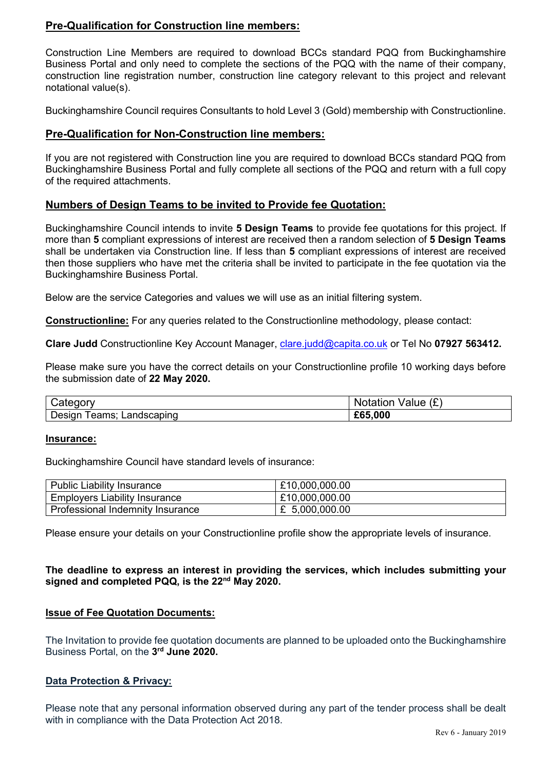## Pre-Qualification for Construction line members:

Construction Line Members are required to download BCCs standard PQQ from Buckinghamshire Business Portal and only need to complete the sections of the PQQ with the name of their company, construction line registration number, construction line category relevant to this project and relevant notational value(s).

Buckinghamshire Council requires Consultants to hold Level 3 (Gold) membership with Constructionline.

## Pre-Qualification for Non-Construction line members:

If you are not registered with Construction line you are required to download BCCs standard PQQ from Buckinghamshire Business Portal and fully complete all sections of the PQQ and return with a full copy of the required attachments.

## Numbers of Design Teams to be invited to Provide fee Quotation:

Buckinghamshire Council intends to invite **5 Design Teams** to provide fee quotations for this project. If more than **5** compliant expressions of interest are received then a random selection of **5 Design Teams** shall be undertaken via Construction line. If less than **5** compliant expressions of interest are received then those suppliers who have met the criteria shall be invited to participate in the fee quotation via the Buckinghamshire Business Portal.

Below are the service Categories and values we will use as an initial filtering system.

**Constructionline:** For any queries related to the Constructionline methodology, please contact:

**Clare Judd** Constructionline Key Account Manager, clare.judd@capita.co.uk or Tel No **07927 563412.**

Please make sure you have the correct details on your Constructionline profile 10 working days before the submission date of **22 May 2020.**

| Category | Notation Value (£) |
| --- | --- |
| Design Teams; Landscaping | **£65,000** |

**Insurance:**

Buckinghamshire Council have standard levels of insurance:

| Public Liability Insurance | £10,000,000.00 |
| --- | --- |
| Employers Liability Insurance | £10,000,000.00 |
| Professional Indemnity Insurance | £ 5,000,000.00 |

Please ensure your details on your Constructionline profile show the appropriate levels of insurance.

**The deadline to express an interest in providing the services, which includes submitting your signed and completed PQQ, is the 22nd May 2020.**

**Issue of Fee Quotation Documents:**

The Invitation to provide fee quotation documents are planned to be uploaded onto the Buckinghamshire Business Portal, on the **3rd June 2020.**

**Data Protection & Privacy:**

Please note that any personal information observed during any part of the tender process shall be dealt with in compliance with the Data Protection Act 2018.

Rev 6 - January 2019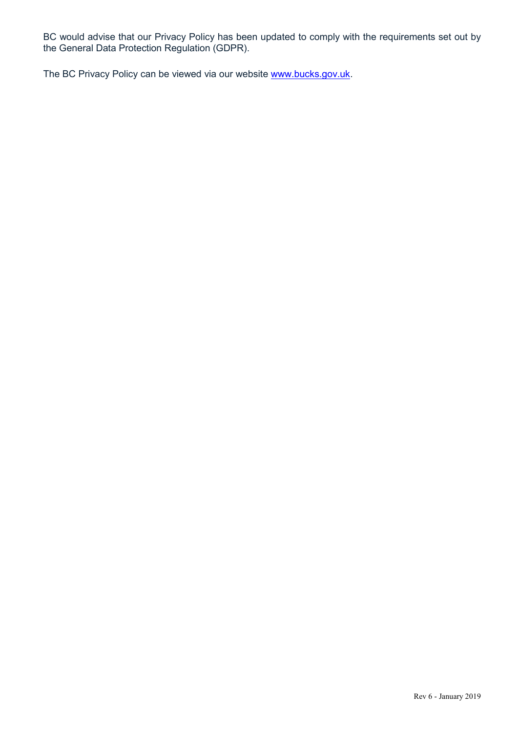BC would advise that our Privacy Policy has been updated to comply with the requirements set out by the General Data Protection Regulation (GDPR).

The BC Privacy Policy can be viewed via our website [www.bucks.gov.uk](http://www.bucks.gov.uk).

Rev 6 - January 2019